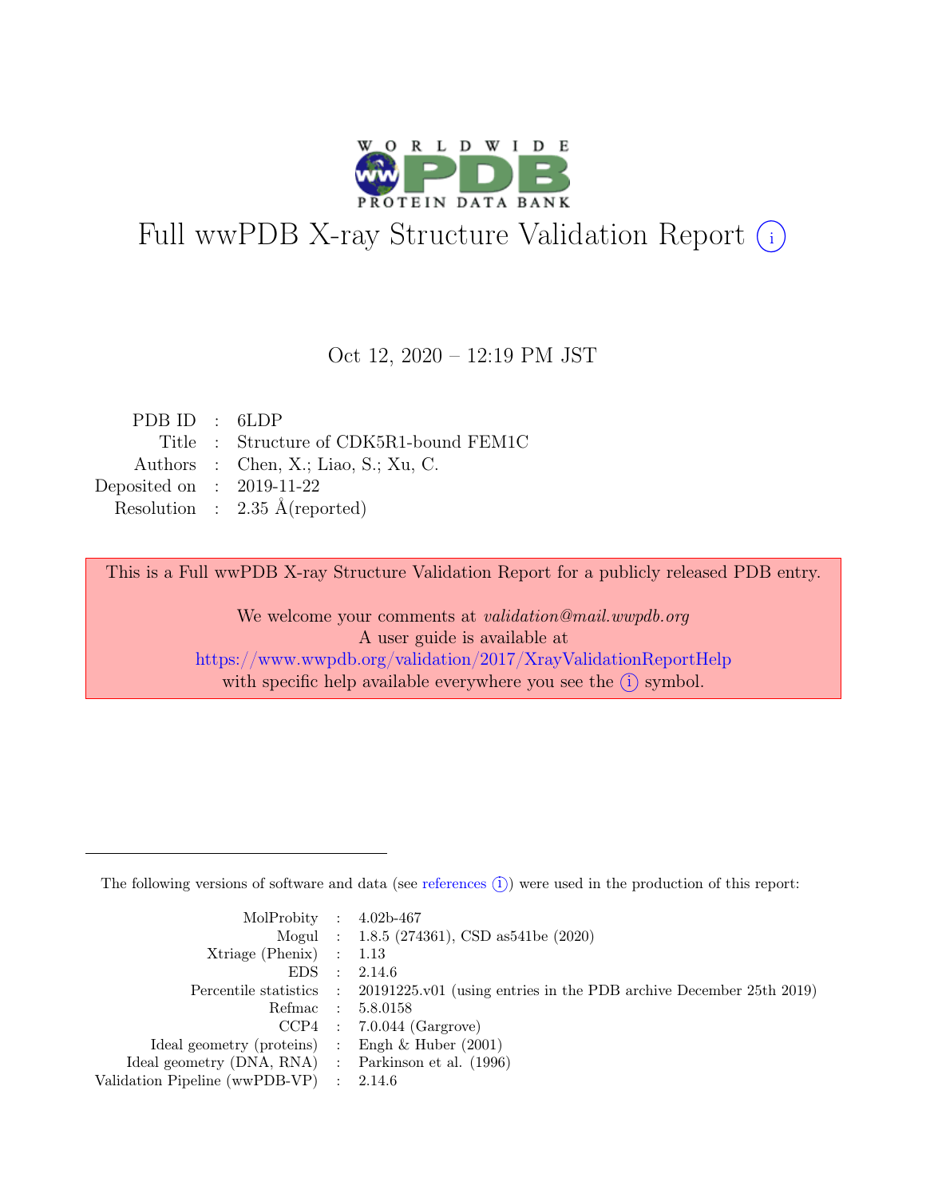# Full wwPDB X-ray Structure Validation Report (i)

Oct 12, 2020 – 12:19 PM JST

| | | |
|---|---|---|
| PDB ID | : | 6LDP |
| Title | : | Structure of CDK5R1-bound FEM1C |
| Authors | : | Chen, X.; Liao, S.; Xu, C. |
| Deposited on | : | 2019-11-22 |
| Resolution | : | 2.35 Å(reported) |

This is a Full wwPDB X-ray Structure Validation Report for a publicly released PDB entry.

We welcome your comments at *validation@mail.wwpdb.org*
A user guide is available at
https://www.wwpdb.org/validation/2017/XrayValidationReportHelp
with specific help available everywhere you see the (i) symbol.

---

The following versions of software and data (see references (i)) were used in the production of this report:

| | | |
|---|---|---|
| MolProbity | : | 4.02b-467 |
| Mogul | : | 1.8.5 (274361), CSD as541be (2020) |
| Xtriage (Phenix) | : | 1.13 |
| EDS | : | 2.14.6 |
| Percentile statistics | : | 20191225.v01 (using entries in the PDB archive December 25th 2019) |
| Refmac | : | 5.8.0158 |
| CCP4 | : | 7.0.044 (Gargrove) |
| Ideal geometry (proteins) | : | Engh & Huber (2001) |
| Ideal geometry (DNA, RNA) | : | Parkinson et al. (1996) |
| Validation Pipeline (wwPDB-VP) | : | 2.14.6 |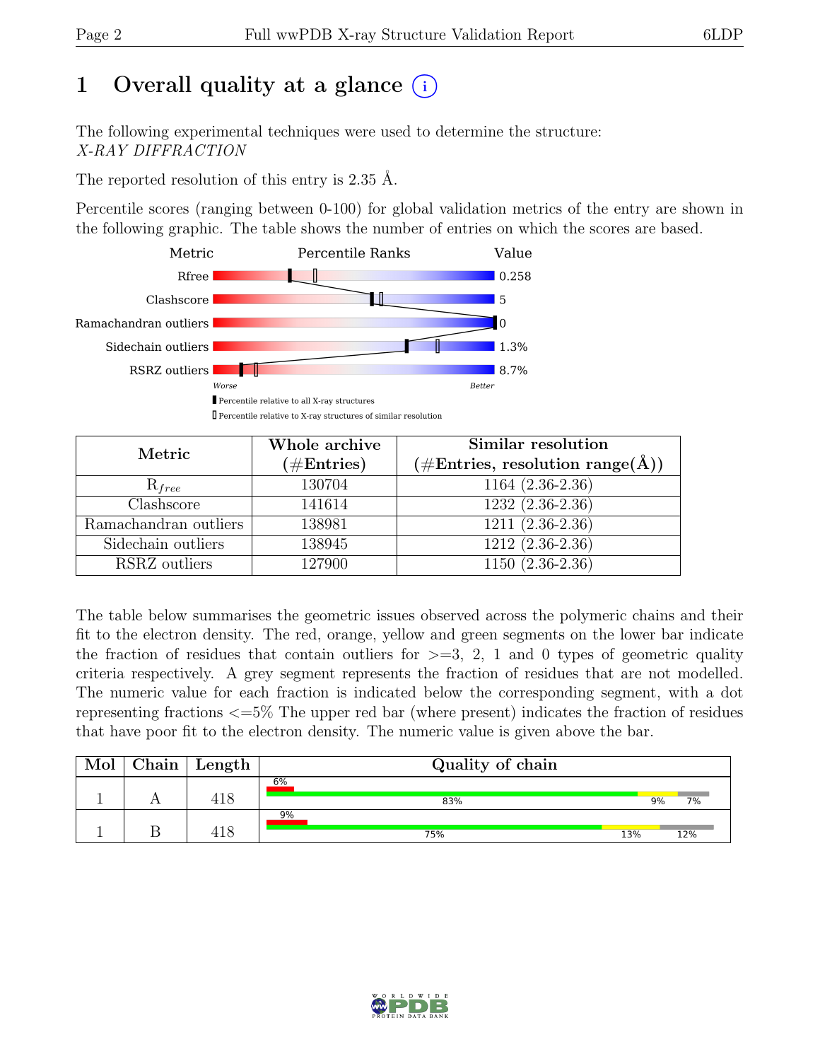# 1 Overall quality at a glance

The following experimental techniques were used to determine the structure:
*X-RAY DIFFRACTION*

The reported resolution of this entry is 2.35 Å.

Percentile scores (ranging between 0-100) for global validation metrics of the entry are shown in the following graphic. The table shows the number of entries on which the scores are based.

| Metric | Value |
|---|---|
| Rfree | 0.258 |
| Clashscore | 5 |
| Ramachandran outliers | 0 |
| Sidechain outliers | 1.3% |
| RSRZ outliers | 8.7% |

Worse — Better

▮ Percentile relative to all X-ray structures
▯ Percentile relative to X-ray structures of similar resolution

| Metric | Whole archive (#Entries) | Similar resolution (#Entries, resolution range(Å)) |
|---|---|---|
| $R_{free}$ | 130704 | 1164 (2.36-2.36) |
| Clashscore | 141614 | 1232 (2.36-2.36) |
| Ramachandran outliers | 138981 | 1211 (2.36-2.36) |
| Sidechain outliers | 138945 | 1212 (2.36-2.36) |
| RSRZ outliers | 127900 | 1150 (2.36-2.36) |

The table below summarises the geometric issues observed across the polymeric chains and their fit to the electron density. The red, orange, yellow and green segments on the lower bar indicate the fraction of residues that contain outliers for >=3, 2, 1 and 0 types of geometric quality criteria respectively. A grey segment represents the fraction of residues that are not modelled. The numeric value for each fraction is indicated below the corresponding segment, with a dot representing fractions <=5% The upper red bar (where present) indicates the fraction of residues that have poor fit to the electron density. The numeric value is given above the bar.

| Mol | Chain | Length | Quality of chain |
|---|---|---|---|
| 1 | A | 418 | 6% (poor fit); 83% green, 9% yellow, 7% grey |
| 1 | B | 418 | 9% (poor fit); 75% green, 13% yellow, 12% grey |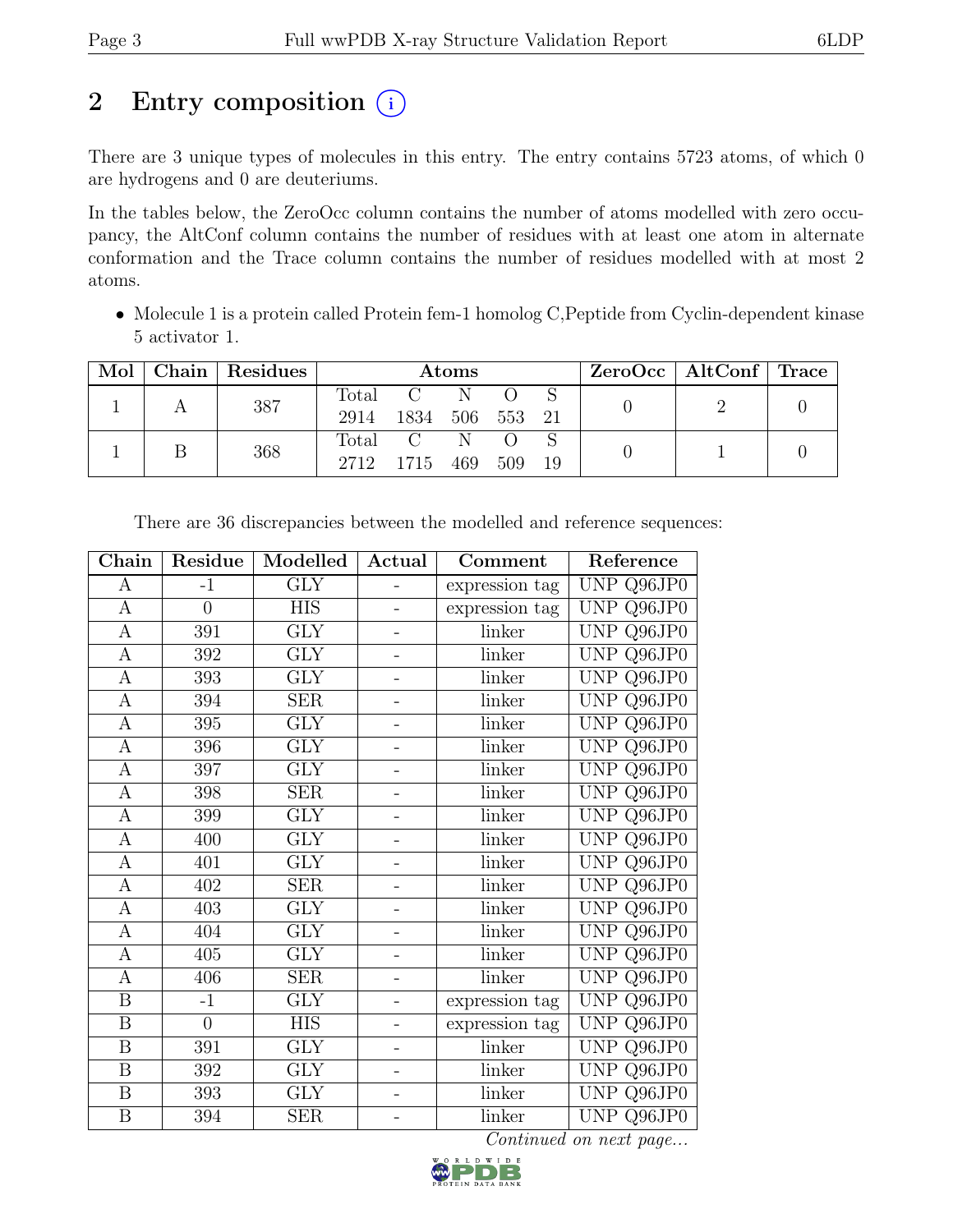# 2 Entry composition

There are 3 unique types of molecules in this entry. The entry contains 5723 atoms, of which 0 are hydrogens and 0 are deuteriums.

In the tables below, the ZeroOcc column contains the number of atoms modelled with zero occupancy, the AltConf column contains the number of residues with at least one atom in alternate conformation and the Trace column contains the number of residues modelled with at most 2 atoms.

- Molecule 1 is a protein called Protein fem-1 homolog C,Peptide from Cyclin-dependent kinase 5 activator 1.

| Mol | Chain | Residues | Atoms | | | | | ZeroOcc | AltConf | Trace |
|---|---|---|---|---|---|---|---|---|---|---|
| 1 | A | 387 | Total 2914 | C 1834 | N 506 | O 553 | S 21 | 0 | 2 | 0 |
| 1 | B | 368 | Total 2712 | C 1715 | N 469 | O 509 | S 19 | 0 | 1 | 0 |

There are 36 discrepancies between the modelled and reference sequences:

| Chain | Residue | Modelled | Actual | Comment | Reference |
|---|---|---|---|---|---|
| A | -1 | GLY | - | expression tag | UNP Q96JP0 |
| A | 0 | HIS | - | expression tag | UNP Q96JP0 |
| A | 391 | GLY | - | linker | UNP Q96JP0 |
| A | 392 | GLY | - | linker | UNP Q96JP0 |
| A | 393 | GLY | - | linker | UNP Q96JP0 |
| A | 394 | SER | - | linker | UNP Q96JP0 |
| A | 395 | GLY | - | linker | UNP Q96JP0 |
| A | 396 | GLY | - | linker | UNP Q96JP0 |
| A | 397 | GLY | - | linker | UNP Q96JP0 |
| A | 398 | SER | - | linker | UNP Q96JP0 |
| A | 399 | GLY | - | linker | UNP Q96JP0 |
| A | 400 | GLY | - | linker | UNP Q96JP0 |
| A | 401 | GLY | - | linker | UNP Q96JP0 |
| A | 402 | SER | - | linker | UNP Q96JP0 |
| A | 403 | GLY | - | linker | UNP Q96JP0 |
| A | 404 | GLY | - | linker | UNP Q96JP0 |
| A | 405 | GLY | - | linker | UNP Q96JP0 |
| A | 406 | SER | - | linker | UNP Q96JP0 |
| B | -1 | GLY | - | expression tag | UNP Q96JP0 |
| B | 0 | HIS | - | expression tag | UNP Q96JP0 |
| B | 391 | GLY | - | linker | UNP Q96JP0 |
| B | 392 | GLY | - | linker | UNP Q96JP0 |
| B | 393 | GLY | - | linker | UNP Q96JP0 |
| B | 394 | SER | - | linker | UNP Q96JP0 |

*Continued on next page...*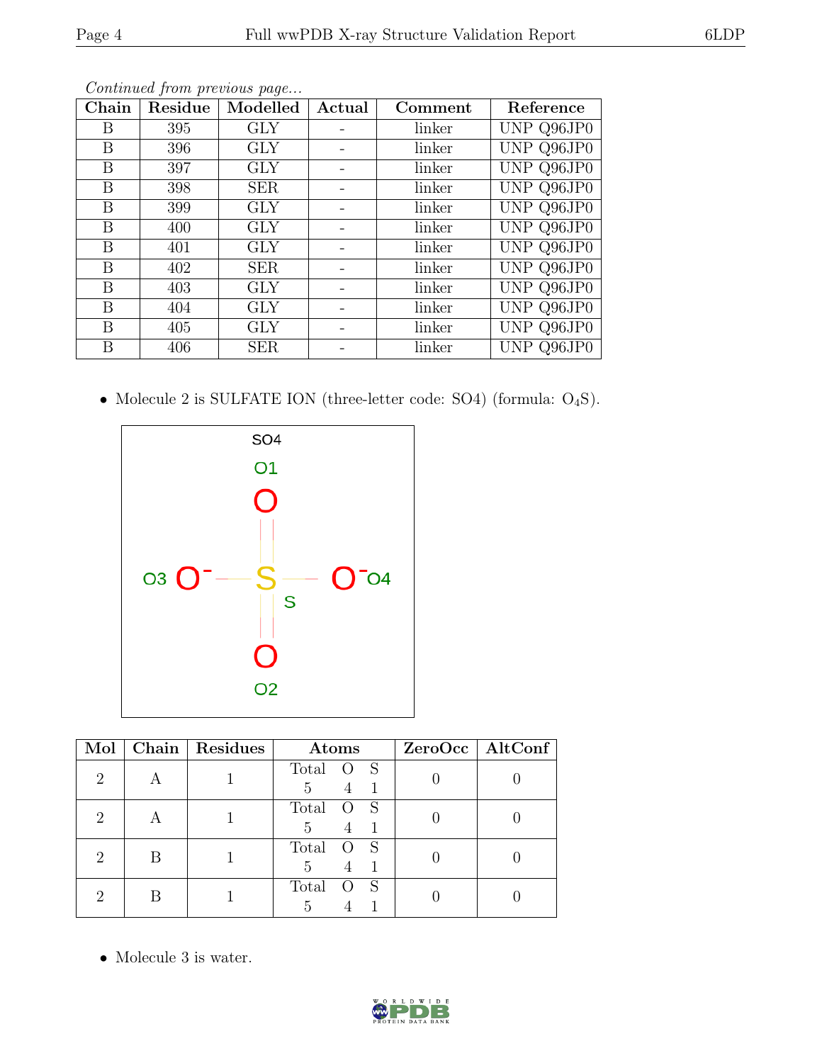*Continued from previous page...*

| Chain | Residue | Modelled | Actual | Comment | Reference |
|---|---|---|---|---|---|
| B | 395 | GLY | - | linker | UNP Q96JP0 |
| B | 396 | GLY | - | linker | UNP Q96JP0 |
| B | 397 | GLY | - | linker | UNP Q96JP0 |
| B | 398 | SER | - | linker | UNP Q96JP0 |
| B | 399 | GLY | - | linker | UNP Q96JP0 |
| B | 400 | GLY | - | linker | UNP Q96JP0 |
| B | 401 | GLY | - | linker | UNP Q96JP0 |
| B | 402 | SER | - | linker | UNP Q96JP0 |
| B | 403 | GLY | - | linker | UNP Q96JP0 |
| B | 404 | GLY | - | linker | UNP Q96JP0 |
| B | 405 | GLY | - | linker | UNP Q96JP0 |
| B | 406 | SER | - | linker | UNP Q96JP0 |

- Molecule 2 is SULFATE ION (three-letter code: SO4) (formula: $O_4S$).

| Mol | Chain | Residues | Atoms | ZeroOcc | AltConf |
|---|---|---|---|---|---|
| 2 | A | 1 | Total O S<br>5 4 1 | 0 | 0 |
| 2 | A | 1 | Total O S<br>5 4 1 | 0 | 0 |
| 2 | B | 1 | Total O S<br>5 4 1 | 0 | 0 |
| 2 | B | 1 | Total O S<br>5 4 1 | 0 | 0 |

- Molecule 3 is water.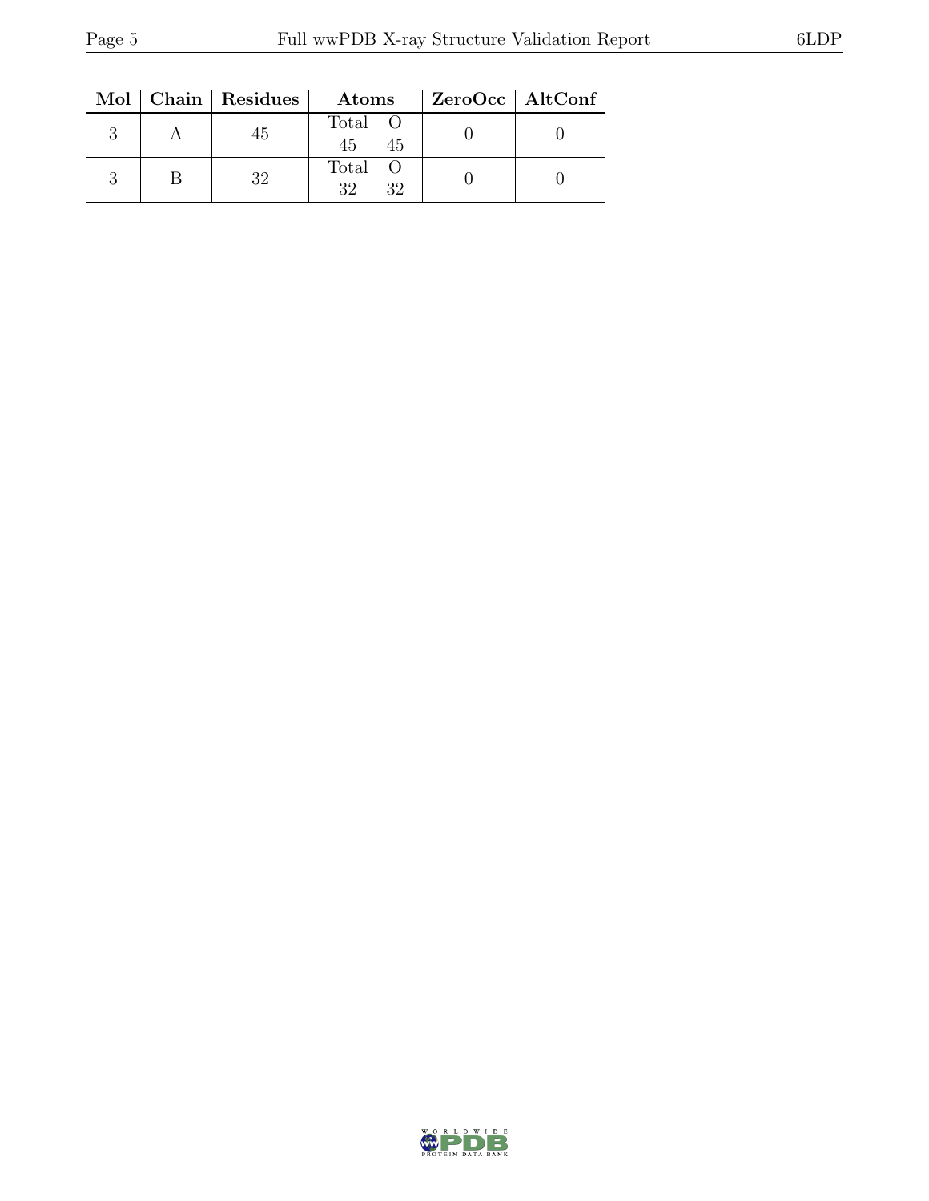| Mol | Chain | Residues | Atoms | | ZeroOcc | AltConf |
|---|---|---|---|---|---|---|
| 3 | A | 45 | Total<br>45 | O<br>45 | 0 | 0 |
| 3 | B | 32 | Total<br>32 | O<br>32 | 0 | 0 |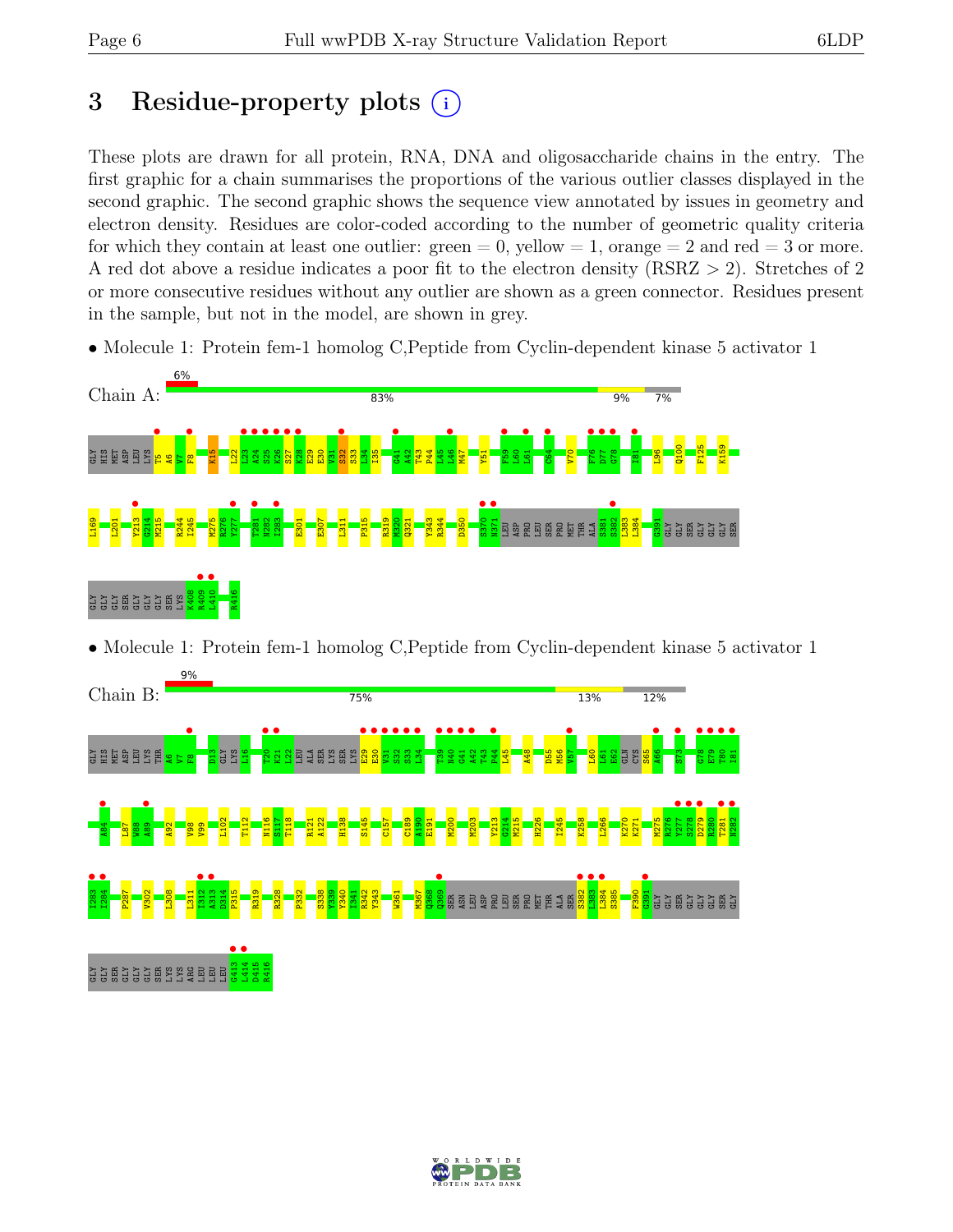# 3 Residue-property plots

These plots are drawn for all protein, RNA, DNA and oligosaccharide chains in the entry. The first graphic for a chain summarises the proportions of the various outlier classes displayed in the second graphic. The second graphic shows the sequence view annotated by issues in geometry and electron density. Residues are color-coded according to the number of geometric quality criteria for which they contain at least one outlier: green = 0, yellow = 1, orange = 2 and red = 3 or more. A red dot above a residue indicates a poor fit to the electron density (RSRZ > 2). Stretches of 2 or more consecutive residues without any outlier are shown as a green connector. Residues present in the sample, but not in the model, are shown in grey.

- Molecule 1: Protein fem-1 homolog C,Peptide from Cyclin-dependent kinase 5 activator 1

Chain A: 6% | 83% | 9% | 7%

GLY HIS MET ASP LEU LYS T5 A6 V7 F8 K15 L22 L23 A24 S25 K26 S27 K28 E29 E30 V31 S32 S33 L34 I35 G41 A42 T43 P44 L45 L46 M47 Y51 F59 L60 L61 C64 V70 F76 D77 G78 I81 L96 Q100 F125 K159 L169 L201 Y213 G214 M215 R244 I245 M275 R276 Y277 T281 N282 I283 E301 E307 L311 P315 R319 M320 Q321 Y343 R344 D350 S370 L371 LEU ASP PRO LEU SER PRO MET THR ALA S381 S382 L383 L384 G391 GLY GLY SER GLY GLY GLY SER GLY GLY SER GLY GLY GLY SER LYS K408 R409 L410 R416

- Molecule 1: Protein fem-1 homolog C,Peptide from Cyclin-dependent kinase 5 activator 1

Chain B: 9% | 75% | 13% | 12%

GLY HIS MET ASP LEU LYS THR A6 V7 F8 D13 GLY LYS L16 T20 K21 L22 LEU ALA SER LYS SER LYS E29 E30 V31 S32 S33 L34 T39 N40 G41 A42 T43 P44 L45 A48 D55 M56 V57 L60 L61 E62 GLN CYS S65 A66 S73 G78 E79 T80 I81 A84 L87 W88 A89 A92 V98 V99 L102 T112 N116 S117 T118 R121 A122 H138 S145 C157 C189 A190 E191 M200 M203 Y213 G214 M215 H226 I245 K258 L266 K270 K271 M275 R276 Y277 S278 D279 R280 T281 N282 I283 I284 P287 V302 L308 L311 I312 A313 D314 P315 R319 R328 P332 S338 Y339 Y340 I341 R342 Y343 W361 M367 Q368 Q369 SER ASN LEU ASP PRO LEU SER PRO MET THR ALA SER S382 L383 L384 S385 F390 G391 GLY GLY SER GLY GLY GLY SER GLY GLY GLY SER GLY GLY GLY SER LYS LYS ARG LEU LEU LEU G413 L414 D415 R416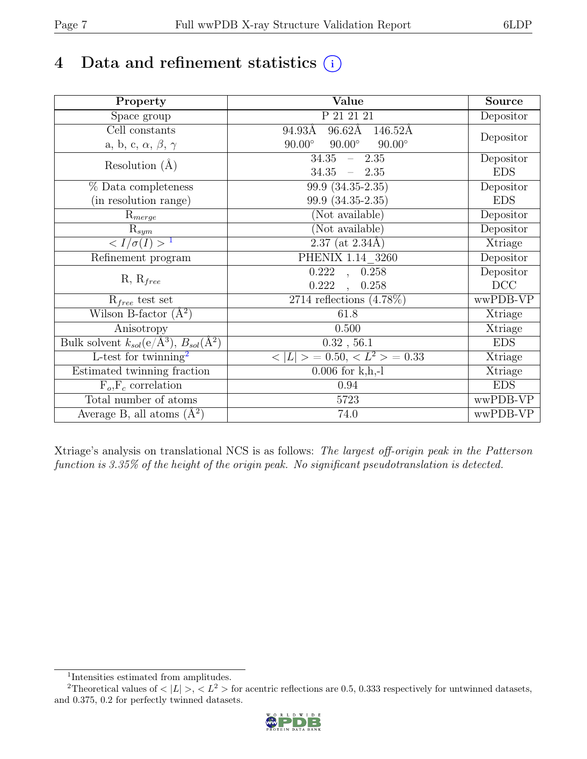# 4 Data and refinement statistics

| Property | Value | Source |
|---|---|---|
| Space group | P 21 21 21 | Depositor |
| Cell constants<br>a, b, c, $\alpha$, $\beta$, $\gamma$ | 94.93Å 96.62Å 146.52Å<br>90.00° 90.00° 90.00° | Depositor |
| Resolution (Å) | 34.35 – 2.35<br>34.35 – 2.35 | Depositor<br>EDS |
| % Data completeness<br>(in resolution range) | 99.9 (34.35-2.35)<br>99.9 (34.35-2.35) | Depositor<br>EDS |
| $R_{merge}$ | (Not available) | Depositor |
| $R_{sym}$ | (Not available) | Depositor |
| $< I/\sigma(I) >$ [1] | 2.37 (at 2.34Å) | Xtriage |
| Refinement program | PHENIX 1.14_3260 | Depositor |
| R, $R_{free}$ | 0.222 , 0.258<br>0.222 , 0.258 | Depositor<br>DCC |
| $R_{free}$ test set | 2714 reflections (4.78%) | wwPDB-VP |
| Wilson B-factor (Å$^2$) | 61.8 | Xtriage |
| Anisotropy | 0.500 | Xtriage |
| Bulk solvent $k_{sol}$(e/Å$^3$), $B_{sol}$(Å$^2$) | 0.32 , 56.1 | EDS |
| L-test for twinning[2] | $< \|L\| > = 0.50$, $< L^2 > = 0.33$ | Xtriage |
| Estimated twinning fraction | 0.006 for k,h,-l | Xtriage |
| $F_o$,$F_c$ correlation | 0.94 | EDS |
| Total number of atoms | 5723 | wwPDB-VP |
| Average B, all atoms (Å$^2$) | 74.0 | wwPDB-VP |

Xtriage's analysis on translational NCS is as follows: *The largest off-origin peak in the Patterson function is 3.35% of the height of the origin peak. No significant pseudotranslation is detected.*

[1] Intensities estimated from amplitudes.

[2] Theoretical values of $< |L| >$, $< L^2 >$ for acentric reflections are 0.5, 0.333 respectively for untwinned datasets, and 0.375, 0.2 for perfectly twinned datasets.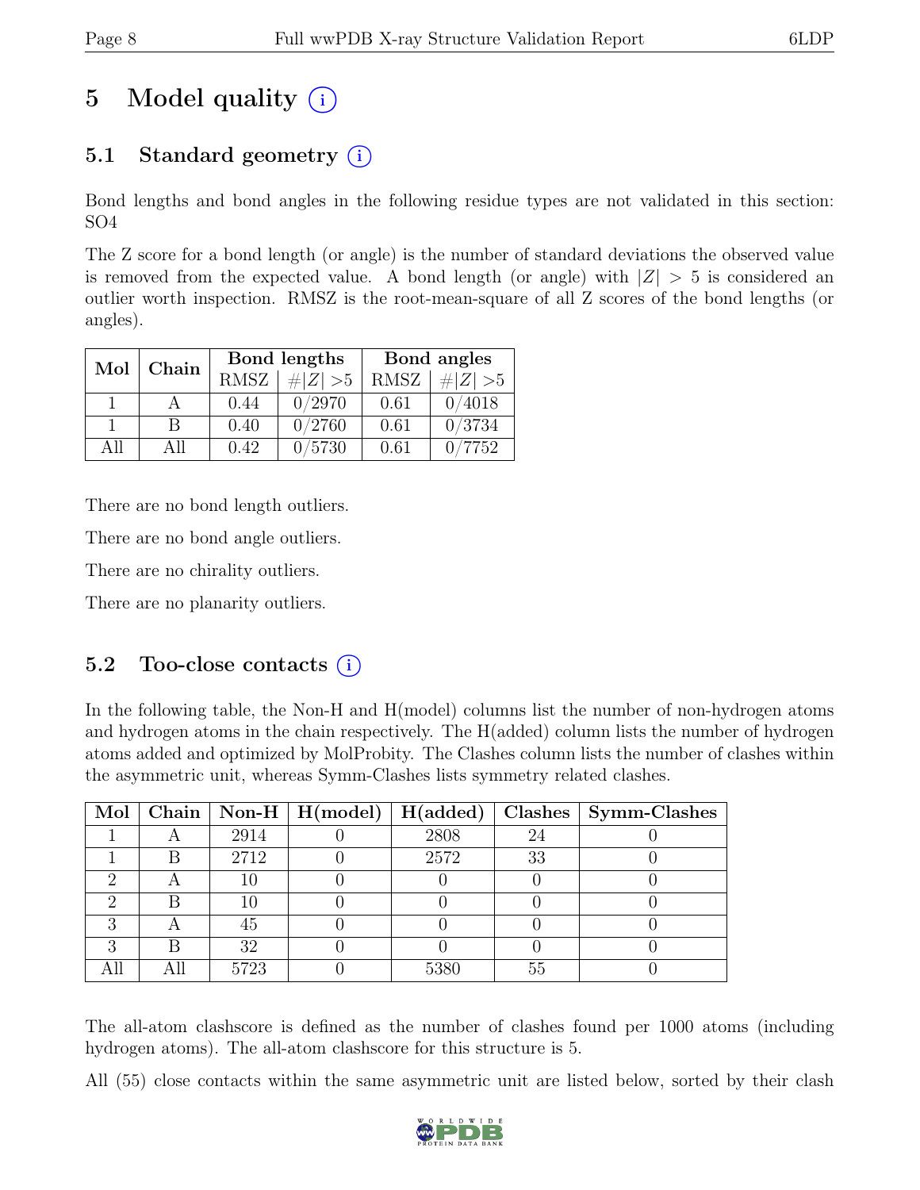# 5 Model quality (i)

## 5.1 Standard geometry (i)

Bond lengths and bond angles in the following residue types are not validated in this section: SO4

The Z score for a bond length (or angle) is the number of standard deviations the observed value is removed from the expected value. A bond length (or angle) with $|Z| > 5$ is considered an outlier worth inspection. RMSZ is the root-mean-square of all Z scores of the bond lengths (or angles).

| Mol | Chain | Bond lengths | | Bond angles | |
|---|---|---|---|---|---|
| | | RMSZ | $\#\|Z\| > 5$ | RMSZ | $\#\|Z\| > 5$ |
| 1 | A | 0.44 | 0/2970 | 0.61 | 0/4018 |
| 1 | B | 0.40 | 0/2760 | 0.61 | 0/3734 |
| All | All | 0.42 | 0/5730 | 0.61 | 0/7752 |

There are no bond length outliers.

There are no bond angle outliers.

There are no chirality outliers.

There are no planarity outliers.

## 5.2 Too-close contacts (i)

In the following table, the Non-H and H(model) columns list the number of non-hydrogen atoms and hydrogen atoms in the chain respectively. The H(added) column lists the number of hydrogen atoms added and optimized by MolProbity. The Clashes column lists the number of clashes within the asymmetric unit, whereas Symm-Clashes lists symmetry related clashes.

| Mol | Chain | Non-H | H(model) | H(added) | Clashes | Symm-Clashes |
|---|---|---|---|---|---|---|
| 1 | A | 2914 | 0 | 2808 | 24 | 0 |
| 1 | B | 2712 | 0 | 2572 | 33 | 0 |
| 2 | A | 10 | 0 | 0 | 0 | 0 |
| 2 | B | 10 | 0 | 0 | 0 | 0 |
| 3 | A | 45 | 0 | 0 | 0 | 0 |
| 3 | B | 32 | 0 | 0 | 0 | 0 |
| All | All | 5723 | 0 | 5380 | 55 | 0 |

The all-atom clashscore is defined as the number of clashes found per 1000 atoms (including hydrogen atoms). The all-atom clashscore for this structure is 5.

All (55) close contacts within the same asymmetric unit are listed below, sorted by their clash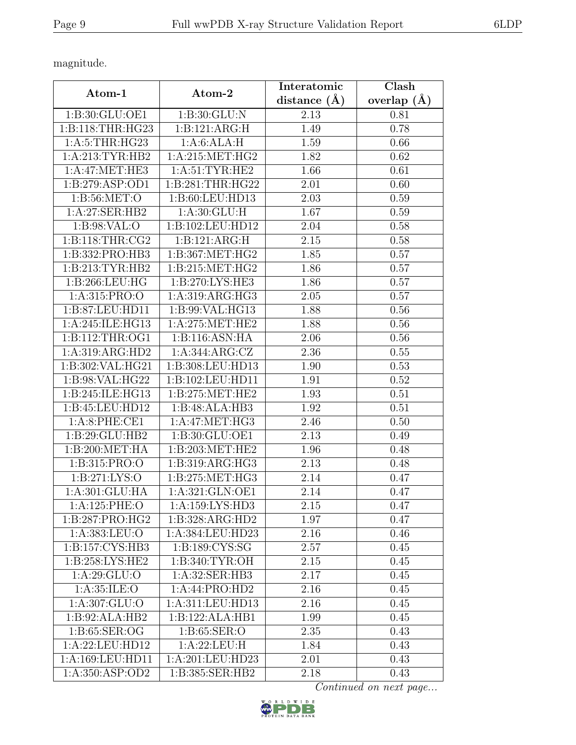magnitude.

| Atom-1 | Atom-2 | Interatomic distance (Å) | Clash overlap (Å) |
|---|---|---|---|
| 1:B:30:GLU:OE1 | 1:B:30:GLU:N | 2.13 | 0.81 |
| 1:B:118:THR:HG23 | 1:B:121:ARG:H | 1.49 | 0.78 |
| 1:A:5:THR:HG23 | 1:A:6:ALA:H | 1.59 | 0.66 |
| 1:A:213:TYR:HB2 | 1:A:215:MET:HG2 | 1.82 | 0.62 |
| 1:A:47:MET:HE3 | 1:A:51:TYR:HE2 | 1.66 | 0.61 |
| 1:B:279:ASP:OD1 | 1:B:281:THR:HG22 | 2.01 | 0.60 |
| 1:B:56:MET:O | 1:B:60:LEU:HD13 | 2.03 | 0.59 |
| 1:A:27:SER:HB2 | 1:A:30:GLU:H | 1.67 | 0.59 |
| 1:B:98:VAL:O | 1:B:102:LEU:HD12 | 2.04 | 0.58 |
| 1:B:118:THR:CG2 | 1:B:121:ARG:H | 2.15 | 0.58 |
| 1:B:332:PRO:HB3 | 1:B:367:MET:HG2 | 1.85 | 0.57 |
| 1:B:213:TYR:HB2 | 1:B:215:MET:HG2 | 1.86 | 0.57 |
| 1:B:266:LEU:HG | 1:B:270:LYS:HE3 | 1.86 | 0.57 |
| 1:A:315:PRO:O | 1:A:319:ARG:HG3 | 2.05 | 0.57 |
| 1:B:87:LEU:HD11 | 1:B:99:VAL:HG13 | 1.88 | 0.56 |
| 1:A:245:ILE:HG13 | 1:A:275:MET:HE2 | 1.88 | 0.56 |
| 1:B:112:THR:OG1 | 1:B:116:ASN:HA | 2.06 | 0.56 |
| 1:A:319:ARG:HD2 | 1:A:344:ARG:CZ | 2.36 | 0.55 |
| 1:B:302:VAL:HG21 | 1:B:308:LEU:HD13 | 1.90 | 0.53 |
| 1:B:98:VAL:HG22 | 1:B:102:LEU:HD11 | 1.91 | 0.52 |
| 1:B:245:ILE:HG13 | 1:B:275:MET:HE2 | 1.93 | 0.51 |
| 1:B:45:LEU:HD12 | 1:B:48:ALA:HB3 | 1.92 | 0.51 |
| 1:A:8:PHE:CE1 | 1:A:47:MET:HG3 | 2.46 | 0.50 |
| 1:B:29:GLU:HB2 | 1:B:30:GLU:OE1 | 2.13 | 0.49 |
| 1:B:200:MET:HA | 1:B:203:MET:HE2 | 1.96 | 0.48 |
| 1:B:315:PRO:O | 1:B:319:ARG:HG3 | 2.13 | 0.48 |
| 1:B:271:LYS:O | 1:B:275:MET:HG3 | 2.14 | 0.47 |
| 1:A:301:GLU:HA | 1:A:321:GLN:OE1 | 2.14 | 0.47 |
| 1:A:125:PHE:O | 1:A:159:LYS:HD3 | 2.15 | 0.47 |
| 1:B:287:PRO:HG2 | 1:B:328:ARG:HD2 | 1.97 | 0.47 |
| 1:A:383:LEU:O | 1:A:384:LEU:HD23 | 2.16 | 0.46 |
| 1:B:157:CYS:HB3 | 1:B:189:CYS:SG | 2.57 | 0.45 |
| 1:B:258:LYS:HE2 | 1:B:340:TYR:OH | 2.15 | 0.45 |
| 1:A:29:GLU:O | 1:A:32:SER:HB3 | 2.17 | 0.45 |
| 1:A:35:ILE:O | 1:A:44:PRO:HD2 | 2.16 | 0.45 |
| 1:A:307:GLU:O | 1:A:311:LEU:HD13 | 2.16 | 0.45 |
| 1:B:92:ALA:HB2 | 1:B:122:ALA:HB1 | 1.99 | 0.45 |
| 1:B:65:SER:OG | 1:B:65:SER:O | 2.35 | 0.43 |
| 1:A:22:LEU:HD12 | 1:A:22:LEU:H | 1.84 | 0.43 |
| 1:A:169:LEU:HD11 | 1:A:201:LEU:HD23 | 2.01 | 0.43 |
| 1:A:350:ASP:OD2 | 1:B:385:SER:HB2 | 2.18 | 0.43 |

*Continued on next page...*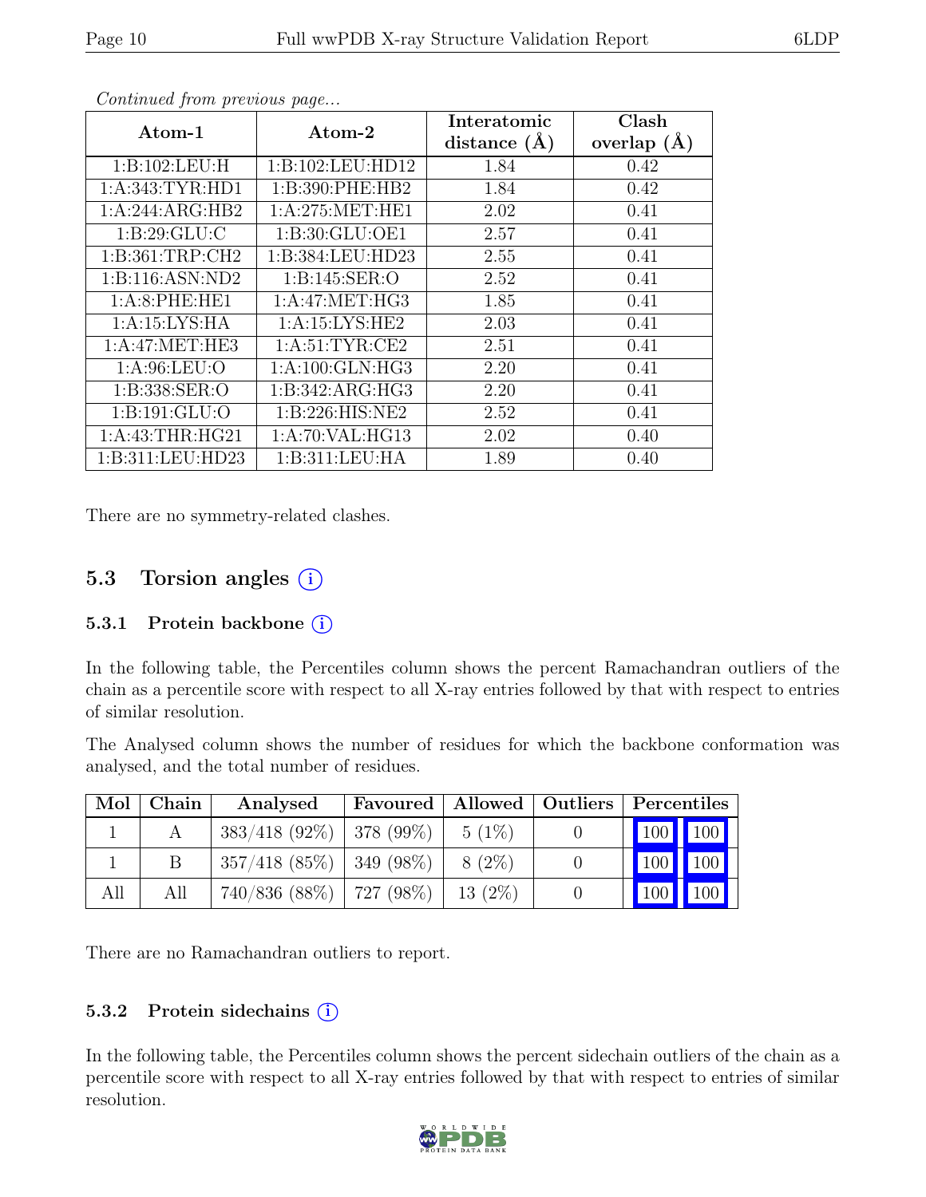*Continued from previous page...*

| Atom-1 | Atom-2 | Interatomic distance (Å) | Clash overlap (Å) |
|---|---|---|---|
| 1:B:102:LEU:H | 1:B:102:LEU:HD12 | 1.84 | 0.42 |
| 1:A:343:TYR:HD1 | 1:B:390:PHE:HB2 | 1.84 | 0.42 |
| 1:A:244:ARG:HB2 | 1:A:275:MET:HE1 | 2.02 | 0.41 |
| 1:B:29:GLU:C | 1:B:30:GLU:OE1 | 2.57 | 0.41 |
| 1:B:361:TRP:CH2 | 1:B:384:LEU:HD23 | 2.55 | 0.41 |
| 1:B:116:ASN:ND2 | 1:B:145:SER:O | 2.52 | 0.41 |
| 1:A:8:PHE:HE1 | 1:A:47:MET:HG3 | 1.85 | 0.41 |
| 1:A:15:LYS:HA | 1:A:15:LYS:HE2 | 2.03 | 0.41 |
| 1:A:47:MET:HE3 | 1:A:51:TYR:CE2 | 2.51 | 0.41 |
| 1:A:96:LEU:O | 1:A:100:GLN:HG3 | 2.20 | 0.41 |
| 1:B:338:SER:O | 1:B:342:ARG:HG3 | 2.20 | 0.41 |
| 1:B:191:GLU:O | 1:B:226:HIS:NE2 | 2.52 | 0.41 |
| 1:A:43:THR:HG21 | 1:A:70:VAL:HG13 | 2.02 | 0.40 |
| 1:B:311:LEU:HD23 | 1:B:311:LEU:HA | 1.89 | 0.40 |

There are no symmetry-related clashes.

## 5.3 Torsion angles

### 5.3.1 Protein backbone

In the following table, the Percentiles column shows the percent Ramachandran outliers of the chain as a percentile score with respect to all X-ray entries followed by that with respect to entries of similar resolution.

The Analysed column shows the number of residues for which the backbone conformation was analysed, and the total number of residues.

| Mol | Chain | Analysed | Favoured | Allowed | Outliers | Percentiles | |
|---|---|---|---|---|---|---|---|
| 1 | A | 383/418 (92%) | 378 (99%) | 5 (1%) | 0 | 100 | 100 |
| 1 | B | 357/418 (85%) | 349 (98%) | 8 (2%) | 0 | 100 | 100 |
| All | All | 740/836 (88%) | 727 (98%) | 13 (2%) | 0 | 100 | 100 |

There are no Ramachandran outliers to report.

### 5.3.2 Protein sidechains

In the following table, the Percentiles column shows the percent sidechain outliers of the chain as a percentile score with respect to all X-ray entries followed by that with respect to entries of similar resolution.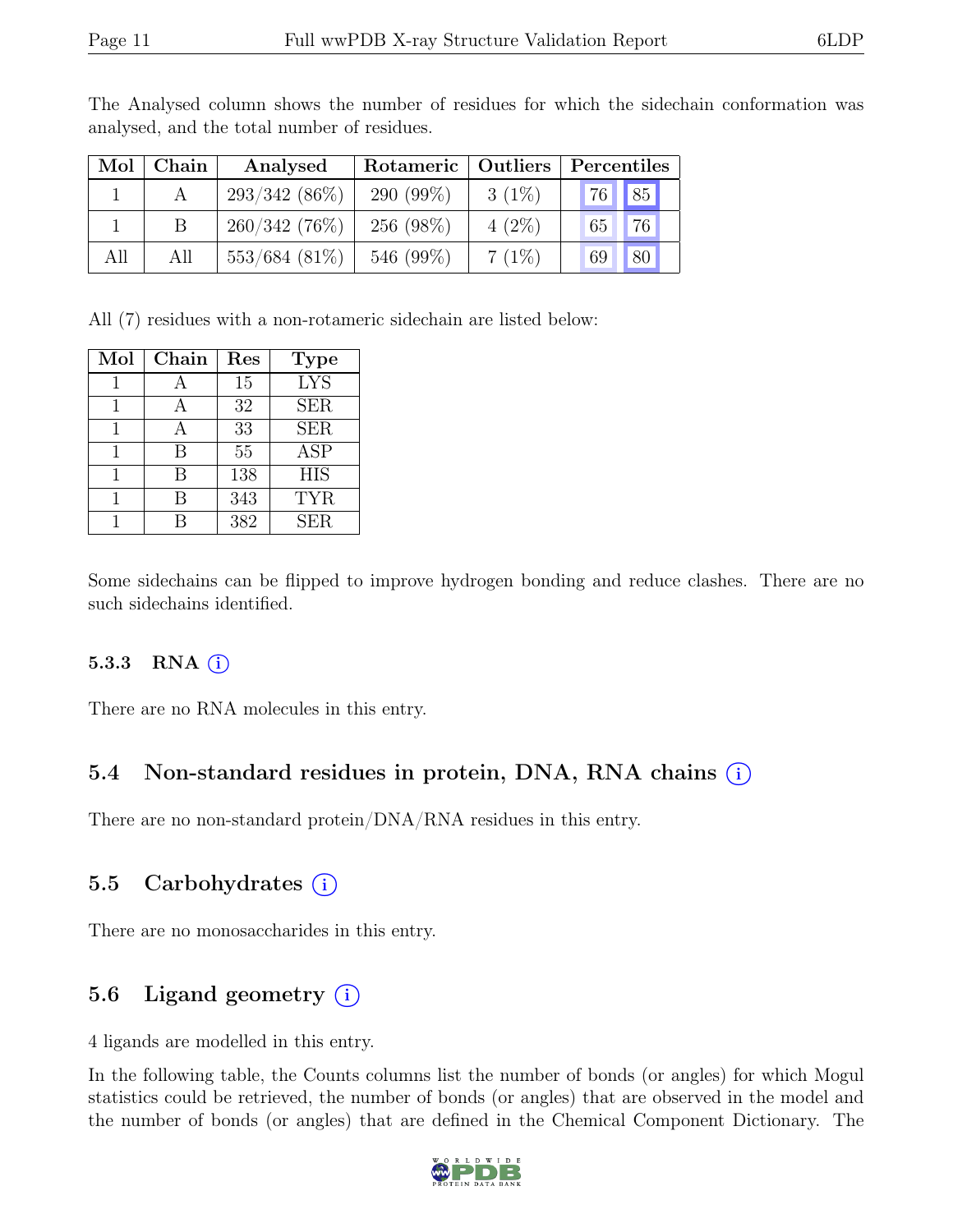The Analysed column shows the number of residues for which the sidechain conformation was analysed, and the total number of residues.

| Mol | Chain | Analysed | Rotameric | Outliers | Percentiles | |
|---|---|---|---|---|---|---|
| 1 | A | 293/342 (86%) | 290 (99%) | 3 (1%) | 76 | 85 |
| 1 | B | 260/342 (76%) | 256 (98%) | 4 (2%) | 65 | 76 |
| All | All | 553/684 (81%) | 546 (99%) | 7 (1%) | 69 | 80 |

All (7) residues with a non-rotameric sidechain are listed below:

| Mol | Chain | Res | Type |
|---|---|---|---|
| 1 | A | 15 | LYS |
| 1 | A | 32 | SER |
| 1 | A | 33 | SER |
| 1 | B | 55 | ASP |
| 1 | B | 138 | HIS |
| 1 | B | 343 | TYR |
| 1 | B | 382 | SER |

Some sidechains can be flipped to improve hydrogen bonding and reduce clashes. There are no such sidechains identified.

### 5.3.3 RNA (i)

There are no RNA molecules in this entry.

## 5.4 Non-standard residues in protein, DNA, RNA chains (i)

There are no non-standard protein/DNA/RNA residues in this entry.

## 5.5 Carbohydrates (i)

There are no monosaccharides in this entry.

## 5.6 Ligand geometry (i)

4 ligands are modelled in this entry.

In the following table, the Counts columns list the number of bonds (or angles) for which Mogul statistics could be retrieved, the number of bonds (or angles) that are observed in the model and the number of bonds (or angles) that are defined in the Chemical Component Dictionary. The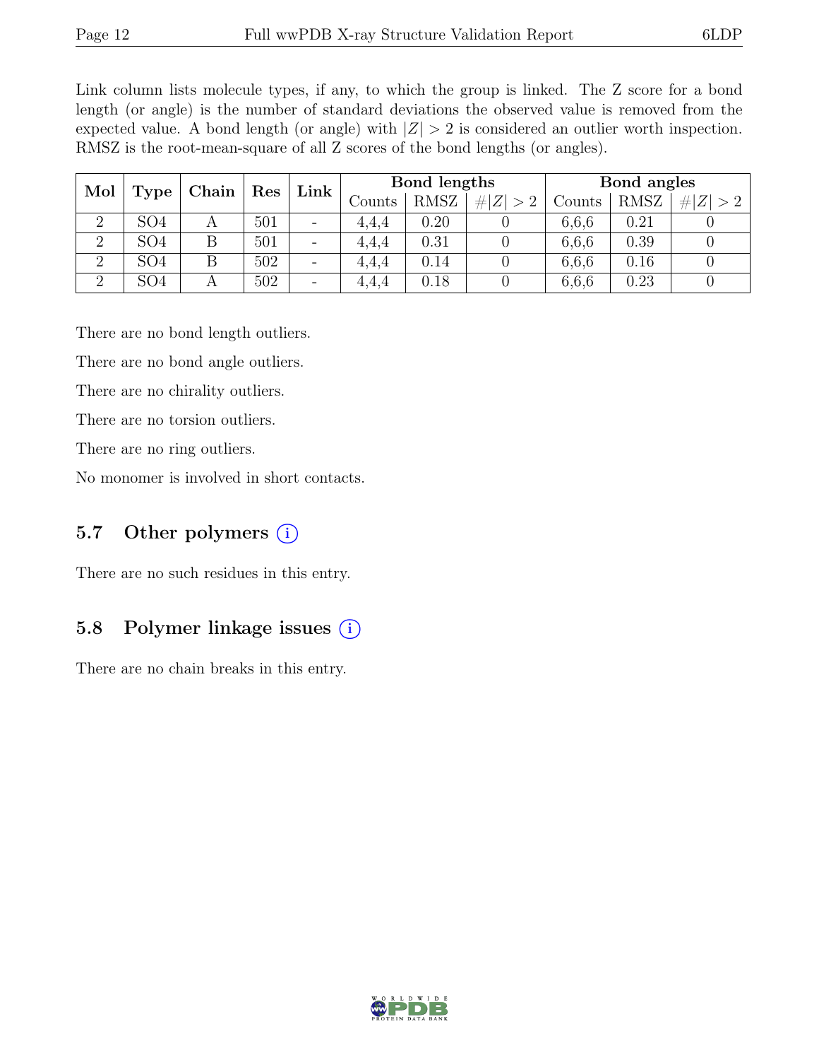Link column lists molecule types, if any, to which the group is linked. The Z score for a bond length (or angle) is the number of standard deviations the observed value is removed from the expected value. A bond length (or angle) with $|Z| > 2$ is considered an outlier worth inspection. RMSZ is the root-mean-square of all Z scores of the bond lengths (or angles).

| Mol | Type | Chain | Res | Link | Bond lengths | | | Bond angles | | |
|---|---|---|---|---|---|---|---|---|---|---|
| | | | | | Counts | RMSZ | $\#\|Z\| > 2$ | Counts | RMSZ | $\#\|Z\| > 2$ |
| 2 | SO4 | A | 501 | - | 4,4,4 | 0.20 | 0 | 6,6,6 | 0.21 | 0 |
| 2 | SO4 | B | 501 | - | 4,4,4 | 0.31 | 0 | 6,6,6 | 0.39 | 0 |
| 2 | SO4 | B | 502 | - | 4,4,4 | 0.14 | 0 | 6,6,6 | 0.16 | 0 |
| 2 | SO4 | A | 502 | - | 4,4,4 | 0.18 | 0 | 6,6,6 | 0.23 | 0 |

There are no bond length outliers.

There are no bond angle outliers.

There are no chirality outliers.

There are no torsion outliers.

There are no ring outliers.

No monomer is involved in short contacts.

## 5.7 Other polymers (i)

There are no such residues in this entry.

## 5.8 Polymer linkage issues (i)

There are no chain breaks in this entry.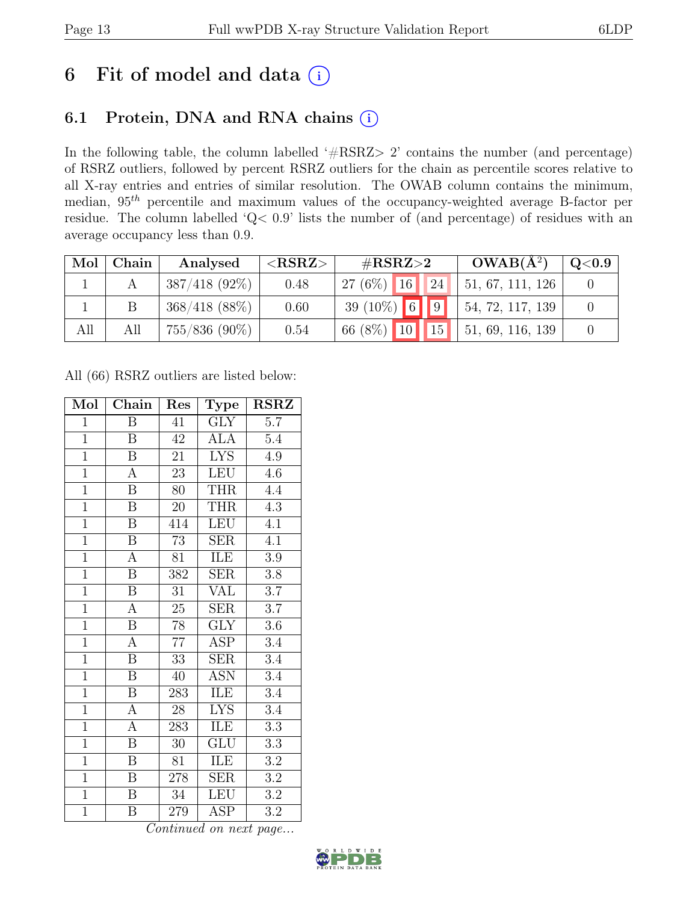# 6 Fit of model and data (i)

## 6.1 Protein, DNA and RNA chains (i)

In the following table, the column labelled '#RSRZ> 2' contains the number (and percentage) of RSRZ outliers, followed by percent RSRZ outliers for the chain as percentile scores relative to all X-ray entries and entries of similar resolution. The OWAB column contains the minimum, median, $95^{th}$ percentile and maximum values of the occupancy-weighted average B-factor per residue. The column labelled 'Q< 0.9' lists the number of (and percentage) of residues with an average occupancy less than 0.9.

| Mol | Chain | Analysed | <RSRZ> | #RSRZ>2 | | | OWAB($Å^2$) | Q<0.9 |
|---|---|---|---|---|---|---|---|---|
| 1 | A | 387/418 (92%) | 0.48 | 27 (6%) | 16 | 24 | 51, 67, 111, 126 | 0 |
| 1 | B | 368/418 (88%) | 0.60 | 39 (10%) | 6 | 9 | 54, 72, 117, 139 | 0 |
| All | All | 755/836 (90%) | 0.54 | 66 (8%) | 10 | 15 | 51, 69, 116, 139 | 0 |

All (66) RSRZ outliers are listed below:

| Mol | Chain | Res | Type | RSRZ |
|---|---|---|---|---|
| 1 | B | 41 | GLY | 5.7 |
| 1 | B | 42 | ALA | 5.4 |
| 1 | B | 21 | LYS | 4.9 |
| 1 | A | 23 | LEU | 4.6 |
| 1 | B | 80 | THR | 4.4 |
| 1 | B | 20 | THR | 4.3 |
| 1 | B | 414 | LEU | 4.1 |
| 1 | B | 73 | SER | 4.1 |
| 1 | A | 81 | ILE | 3.9 |
| 1 | B | 382 | SER | 3.8 |
| 1 | B | 31 | VAL | 3.7 |
| 1 | A | 25 | SER | 3.7 |
| 1 | B | 78 | GLY | 3.6 |
| 1 | A | 77 | ASP | 3.4 |
| 1 | B | 33 | SER | 3.4 |
| 1 | B | 40 | ASN | 3.4 |
| 1 | B | 283 | ILE | 3.4 |
| 1 | A | 28 | LYS | 3.4 |
| 1 | A | 283 | ILE | 3.3 |
| 1 | B | 30 | GLU | 3.3 |
| 1 | B | 81 | ILE | 3.2 |
| 1 | B | 278 | SER | 3.2 |
| 1 | B | 34 | LEU | 3.2 |
| 1 | B | 279 | ASP | 3.2 |

*Continued on next page...*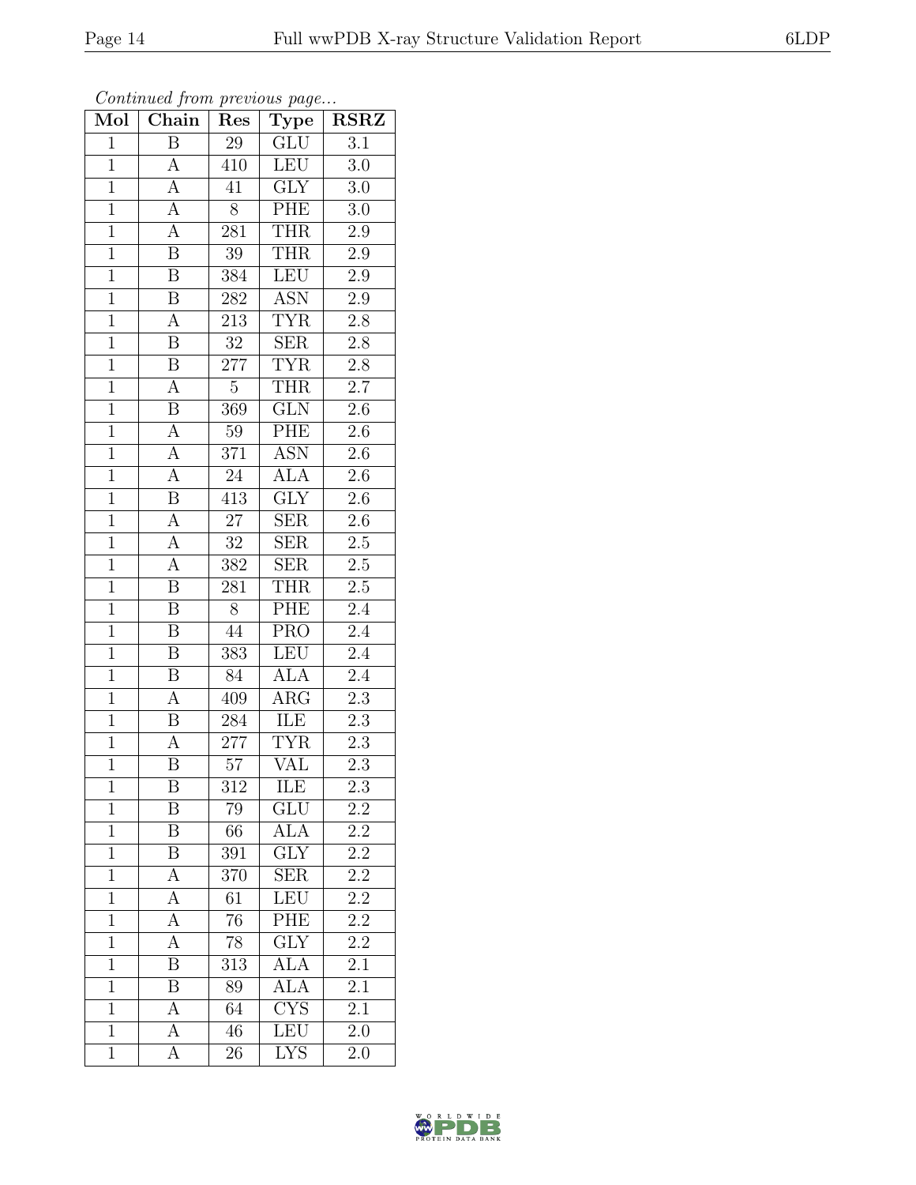*Continued from previous page...*

| Mol | Chain | Res | Type | RSRZ |
|---|---|---|---|---|
| 1 | B | 29 | GLU | 3.1 |
| 1 | A | 410 | LEU | 3.0 |
| 1 | A | 41 | GLY | 3.0 |
| 1 | A | 8 | PHE | 3.0 |
| 1 | A | 281 | THR | 2.9 |
| 1 | B | 39 | THR | 2.9 |
| 1 | B | 384 | LEU | 2.9 |
| 1 | B | 282 | ASN | 2.9 |
| 1 | A | 213 | TYR | 2.8 |
| 1 | B | 32 | SER | 2.8 |
| 1 | B | 277 | TYR | 2.8 |
| 1 | A | 5 | THR | 2.7 |
| 1 | B | 369 | GLN | 2.6 |
| 1 | A | 59 | PHE | 2.6 |
| 1 | A | 371 | ASN | 2.6 |
| 1 | A | 24 | ALA | 2.6 |
| 1 | B | 413 | GLY | 2.6 |
| 1 | A | 27 | SER | 2.6 |
| 1 | A | 32 | SER | 2.5 |
| 1 | A | 382 | SER | 2.5 |
| 1 | B | 281 | THR | 2.5 |
| 1 | B | 8 | PHE | 2.4 |
| 1 | B | 44 | PRO | 2.4 |
| 1 | B | 383 | LEU | 2.4 |
| 1 | B | 84 | ALA | 2.4 |
| 1 | A | 409 | ARG | 2.3 |
| 1 | B | 284 | ILE | 2.3 |
| 1 | A | 277 | TYR | 2.3 |
| 1 | B | 57 | VAL | 2.3 |
| 1 | B | 312 | ILE | 2.3 |
| 1 | B | 79 | GLU | 2.2 |
| 1 | B | 66 | ALA | 2.2 |
| 1 | B | 391 | GLY | 2.2 |
| 1 | A | 370 | SER | 2.2 |
| 1 | A | 61 | LEU | 2.2 |
| 1 | A | 76 | PHE | 2.2 |
| 1 | A | 78 | GLY | 2.2 |
| 1 | B | 313 | ALA | 2.1 |
| 1 | B | 89 | ALA | 2.1 |
| 1 | A | 64 | CYS | 2.1 |
| 1 | A | 46 | LEU | 2.0 |
| 1 | A | 26 | LYS | 2.0 |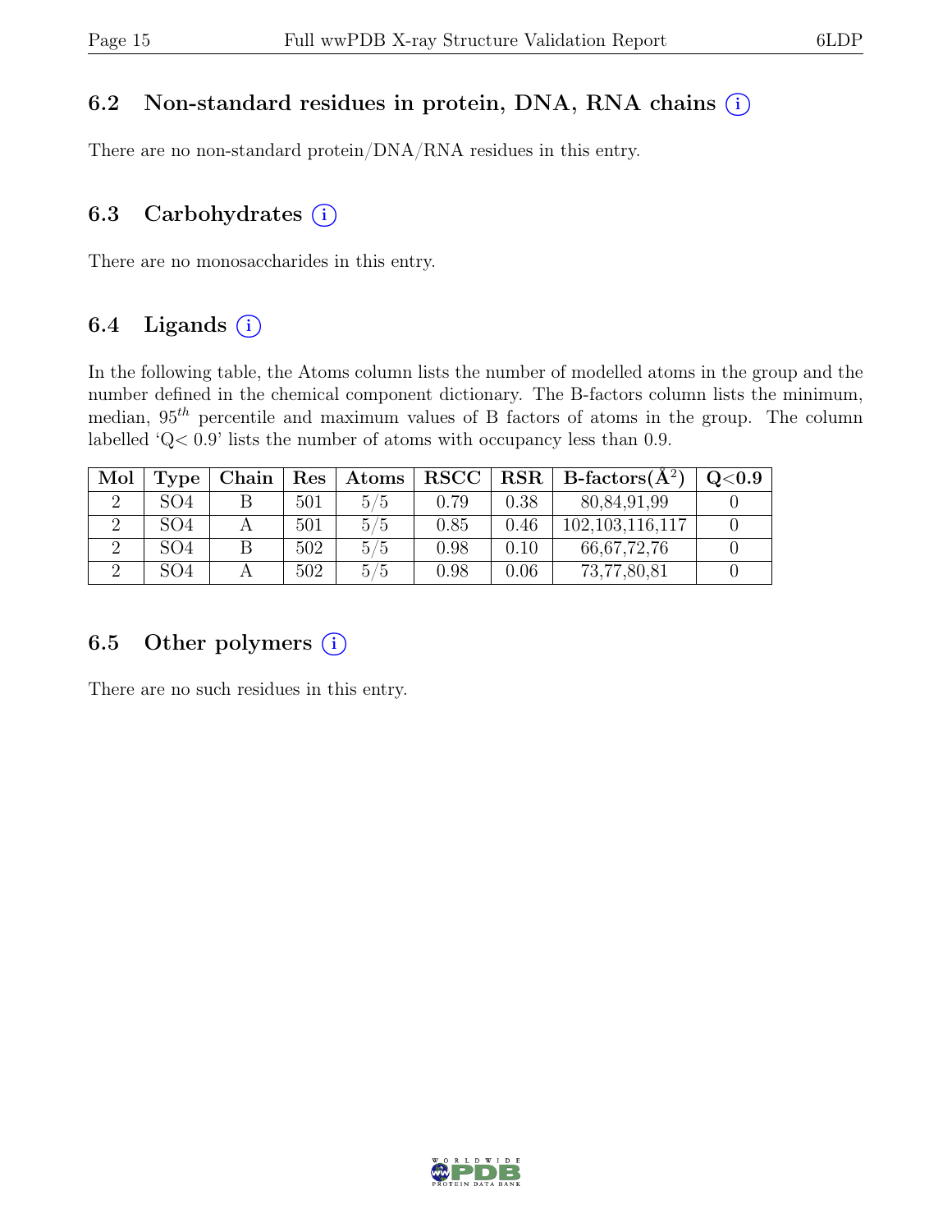### 6.2 Non-standard residues in protein, DNA, RNA chains (i)

There are no non-standard protein/DNA/RNA residues in this entry.

### 6.3 Carbohydrates (i)

There are no monosaccharides in this entry.

### 6.4 Ligands (i)

In the following table, the Atoms column lists the number of modelled atoms in the group and the number defined in the chemical component dictionary. The B-factors column lists the minimum, median, $95^{th}$ percentile and maximum values of B factors of atoms in the group. The column labelled 'Q< 0.9' lists the number of atoms with occupancy less than 0.9.

| Mol | Type | Chain | Res | Atoms | RSCC | RSR | B-factors(Å$^2$) | Q<0.9 |
|---|---|---|---|---|---|---|---|---|
| 2 | SO4 | B | 501 | 5/5 | 0.79 | 0.38 | 80,84,91,99 | 0 |
| 2 | SO4 | A | 501 | 5/5 | 0.85 | 0.46 | 102,103,116,117 | 0 |
| 2 | SO4 | B | 502 | 5/5 | 0.98 | 0.10 | 66,67,72,76 | 0 |
| 2 | SO4 | A | 502 | 5/5 | 0.98 | 0.06 | 73,77,80,81 | 0 |

### 6.5 Other polymers (i)

There are no such residues in this entry.